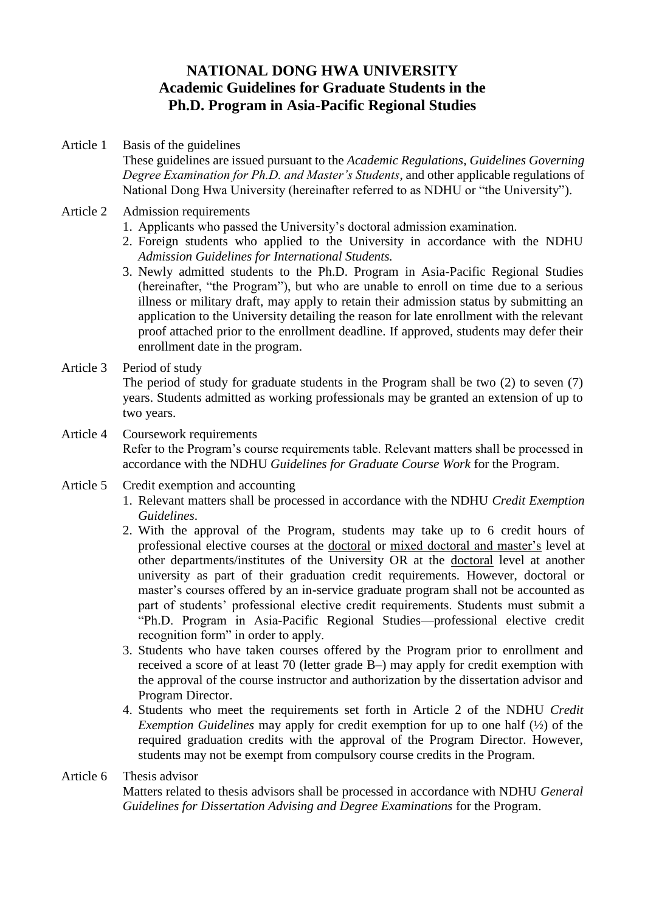# NATIONAL DONG HWA UNIVERSITY
## Academic Guidelines for Graduate Students in the Ph.D. Program in Asia-Pacific Regional Studies

**Article 1** Basis of the guidelines

These guidelines are issued pursuant to the *Academic Regulations*, *Guidelines Governing Degree Examination for Ph.D. and Master's Students*, and other applicable regulations of National Dong Hwa University (hereinafter referred to as NDHU or "the University").

**Article 2** Admission requirements

1. Applicants who passed the University's doctoral admission examination.
2. Foreign students who applied to the University in accordance with the NDHU *Admission Guidelines for International Students.*
3. Newly admitted students to the Ph.D. Program in Asia-Pacific Regional Studies (hereinafter, "the Program"), but who are unable to enroll on time due to a serious illness or military draft, may apply to retain their admission status by submitting an application to the University detailing the reason for late enrollment with the relevant proof attached prior to the enrollment deadline. If approved, students may defer their enrollment date in the program.

**Article 3** Period of study

The period of study for graduate students in the Program shall be two (2) to seven (7) years. Students admitted as working professionals may be granted an extension of up to two years.

**Article 4** Coursework requirements

Refer to the Program's course requirements table. Relevant matters shall be processed in accordance with the NDHU *Guidelines for Graduate Course Work* for the Program.

**Article 5** Credit exemption and accounting

1. Relevant matters shall be processed in accordance with the NDHU *Credit Exemption Guidelines*.
2. With the approval of the Program, students may take up to 6 credit hours of professional elective courses at the doctoral or mixed doctoral and master's level at other departments/institutes of the University OR at the doctoral level at another university as part of their graduation credit requirements. However, doctoral or master's courses offered by an in-service graduate program shall not be accounted as part of students' professional elective credit requirements. Students must submit a "Ph.D. Program in Asia-Pacific Regional Studies—professional elective credit recognition form" in order to apply.
3. Students who have taken courses offered by the Program prior to enrollment and received a score of at least 70 (letter grade B–) may apply for credit exemption with the approval of the course instructor and authorization by the dissertation advisor and Program Director.
4. Students who meet the requirements set forth in Article 2 of the NDHU *Credit Exemption Guidelines* may apply for credit exemption for up to one half (½) of the required graduation credits with the approval of the Program Director. However, students may not be exempt from compulsory course credits in the Program.

**Article 6** Thesis advisor

Matters related to thesis advisors shall be processed in accordance with NDHU *General Guidelines for Dissertation Advising and Degree Examinations* for the Program.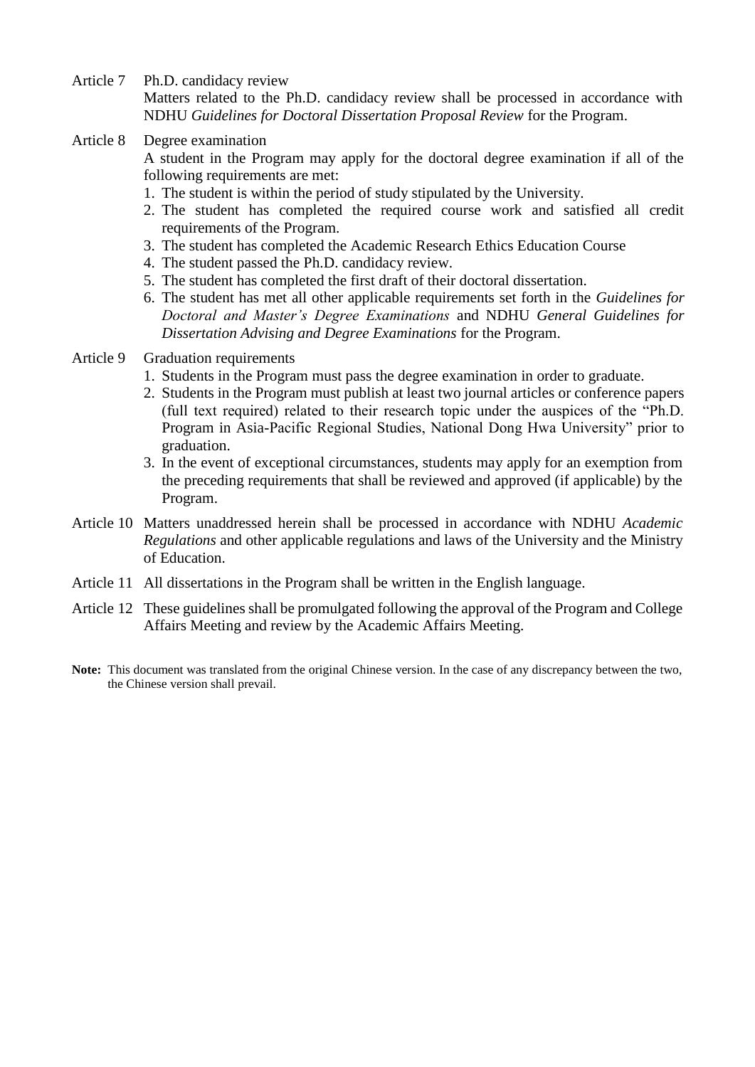Article 7 Ph.D. candidacy review

Matters related to the Ph.D. candidacy review shall be processed in accordance with NDHU *Guidelines for Doctoral Dissertation Proposal Review* for the Program.

Article 8 Degree examination

A student in the Program may apply for the doctoral degree examination if all of the following requirements are met:

1. The student is within the period of study stipulated by the University.
2. The student has completed the required course work and satisfied all credit requirements of the Program.
3. The student has completed the Academic Research Ethics Education Course
4. The student passed the Ph.D. candidacy review.
5. The student has completed the first draft of their doctoral dissertation.
6. The student has met all other applicable requirements set forth in the *Guidelines for Doctoral and Master's Degree Examinations* and NDHU *General Guidelines for Dissertation Advising and Degree Examinations* for the Program.

Article 9 Graduation requirements

1. Students in the Program must pass the degree examination in order to graduate.
2. Students in the Program must publish at least two journal articles or conference papers (full text required) related to their research topic under the auspices of the "Ph.D. Program in Asia-Pacific Regional Studies, National Dong Hwa University" prior to graduation.
3. In the event of exceptional circumstances, students may apply for an exemption from the preceding requirements that shall be reviewed and approved (if applicable) by the Program.

Article 10 Matters unaddressed herein shall be processed in accordance with NDHU *Academic Regulations* and other applicable regulations and laws of the University and the Ministry of Education.

Article 11 All dissertations in the Program shall be written in the English language.

Article 12 These guidelines shall be promulgated following the approval of the Program and College Affairs Meeting and review by the Academic Affairs Meeting.

**Note:** This document was translated from the original Chinese version. In the case of any discrepancy between the two, the Chinese version shall prevail.